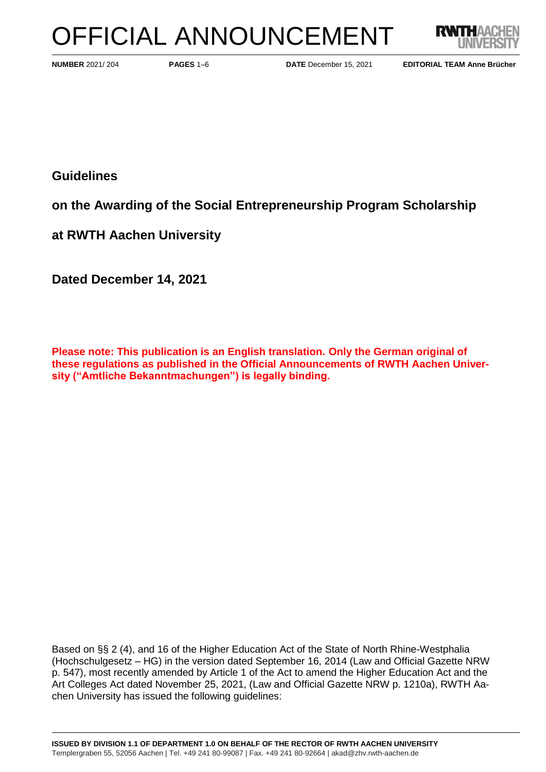# OFFICIAL ANNOUNCEMENT

**NUMBER** 2021/ 204 **PAGES** 1–6 **DATE** December 15, 2021 **EDITORIAL TEAM Anne Brücher**

## Guidelines

## on the Awarding of the Social Entrepreneurship Program Scholarship

## at RWTH Aachen University

## Dated December 14, 2021

**Please note: This publication is an English translation. Only the German original of these regulations as published in the Official Announcements of RWTH Aachen University ("Amtliche Bekanntmachungen") is legally binding.**

Based on §§ 2 (4), and 16 of the Higher Education Act of the State of North Rhine-Westphalia (Hochschulgesetz – HG) in the version dated September 16, 2014 (Law and Official Gazette NRW p. 547), most recently amended by Article 1 of the Act to amend the Higher Education Act and the Art Colleges Act dated November 25, 2021, (Law and Official Gazette NRW p. 1210a), RWTH Aachen University has issued the following guidelines:

**ISSUED BY DIVISION 1.1 OF DEPARTMENT 1.0 ON BEHALF OF THE RECTOR OF RWTH AACHEN UNIVERSITY**
Templergraben 55, 52056 Aachen | Tel. +49 241 80-99087 | Fax. +49 241 80-92664 | akad@zhv.rwth-aachen.de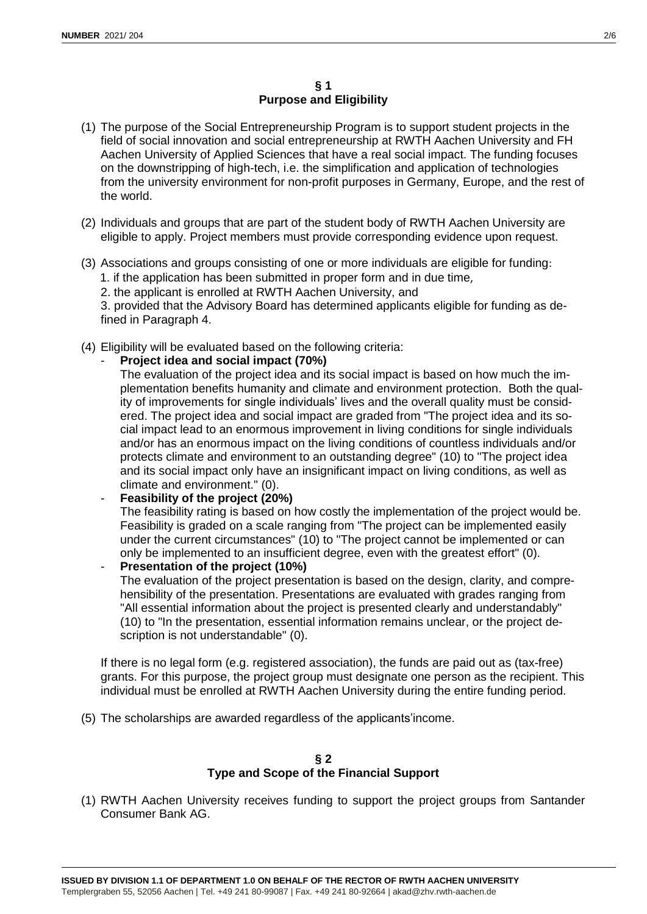## § 1
## Purpose and Eligibility

(1) The purpose of the Social Entrepreneurship Program is to support student projects in the field of social innovation and social entrepreneurship at RWTH Aachen University and FH Aachen University of Applied Sciences that have a real social impact. The funding focuses on the downstripping of high-tech, i.e. the simplification and application of technologies from the university environment for non-profit purposes in Germany, Europe, and the rest of the world.

(2) Individuals and groups that are part of the student body of RWTH Aachen University are eligible to apply. Project members must provide corresponding evidence upon request.

(3) Associations and groups consisting of one or more individuals are eligible for funding:
1. if the application has been submitted in proper form and in due time,
2. the applicant is enrolled at RWTH Aachen University, and
3. provided that the Advisory Board has determined applicants eligible for funding as defined in Paragraph 4.

(4) Eligibility will be evaluated based on the following criteria:
- **Project idea and social impact (70%)**
  The evaluation of the project idea and its social impact is based on how much the implementation benefits humanity and climate and environment protection. Both the quality of improvements for single individuals' lives and the overall quality must be considered. The project idea and social impact are graded from "The project idea and its social impact lead to an enormous improvement in living conditions for single individuals and/or has an enormous impact on the living conditions of countless individuals and/or protects climate and environment to an outstanding degree" (10) to "The project idea and its social impact only have an insignificant impact on living conditions, as well as climate and environment." (0).
- **Feasibility of the project (20%)**
  The feasibility rating is based on how costly the implementation of the project would be. Feasibility is graded on a scale ranging from "The project can be implemented easily under the current circumstances" (10) to "The project cannot be implemented or can only be implemented to an insufficient degree, even with the greatest effort" (0).
- **Presentation of the project (10%)**
  The evaluation of the project presentation is based on the design, clarity, and comprehensibility of the presentation. Presentations are evaluated with grades ranging from "All essential information about the project is presented clearly and understandably" (10) to "In the presentation, essential information remains unclear, or the project description is not understandable" (0).

If there is no legal form (e.g. registered association), the funds are paid out as (tax-free) grants. For this purpose, the project group must designate one person as the recipient. This individual must be enrolled at RWTH Aachen University during the entire funding period.

(5) The scholarships are awarded regardless of the applicants'income.

## § 2
## Type and Scope of the Financial Support

(1) RWTH Aachen University receives funding to support the project groups from Santander Consumer Bank AG.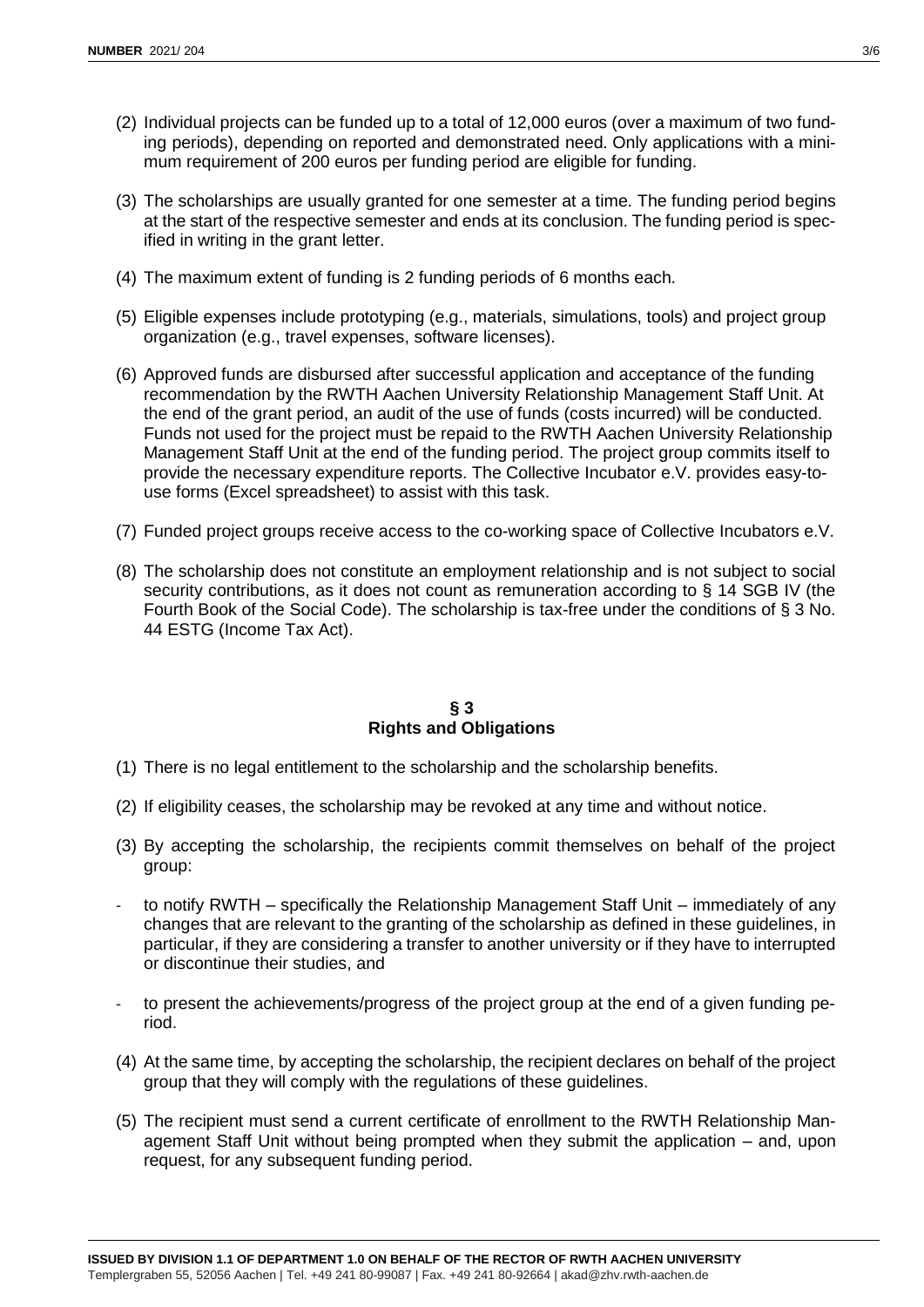(2) Individual projects can be funded up to a total of 12,000 euros (over a maximum of two funding periods), depending on reported and demonstrated need. Only applications with a minimum requirement of 200 euros per funding period are eligible for funding.

(3) The scholarships are usually granted for one semester at a time. The funding period begins at the start of the respective semester and ends at its conclusion. The funding period is specified in writing in the grant letter.

(4) The maximum extent of funding is 2 funding periods of 6 months each.

(5) Eligible expenses include prototyping (e.g., materials, simulations, tools) and project group organization (e.g., travel expenses, software licenses).

(6) Approved funds are disbursed after successful application and acceptance of the funding recommendation by the RWTH Aachen University Relationship Management Staff Unit. At the end of the grant period, an audit of the use of funds (costs incurred) will be conducted. Funds not used for the project must be repaid to the RWTH Aachen University Relationship Management Staff Unit at the end of the funding period. The project group commits itself to provide the necessary expenditure reports. The Collective Incubator e.V. provides easy-to-use forms (Excel spreadsheet) to assist with this task.

(7) Funded project groups receive access to the co-working space of Collective Incubators e.V.

(8) The scholarship does not constitute an employment relationship and is not subject to social security contributions, as it does not count as remuneration according to § 14 SGB IV (the Fourth Book of the Social Code). The scholarship is tax-free under the conditions of § 3 No. 44 ESTG (Income Tax Act).

## § 3
## Rights and Obligations

(1) There is no legal entitlement to the scholarship and the scholarship benefits.

(2) If eligibility ceases, the scholarship may be revoked at any time and without notice.

(3) By accepting the scholarship, the recipients commit themselves on behalf of the project group:

- to notify RWTH – specifically the Relationship Management Staff Unit – immediately of any changes that are relevant to the granting of the scholarship as defined in these guidelines, in particular, if they are considering a transfer to another university or if they have to interrupted or discontinue their studies, and

- to present the achievements/progress of the project group at the end of a given funding period.

(4) At the same time, by accepting the scholarship, the recipient declares on behalf of the project group that they will comply with the regulations of these guidelines.

(5) The recipient must send a current certificate of enrollment to the RWTH Relationship Management Staff Unit without being prompted when they submit the application – and, upon request, for any subsequent funding period.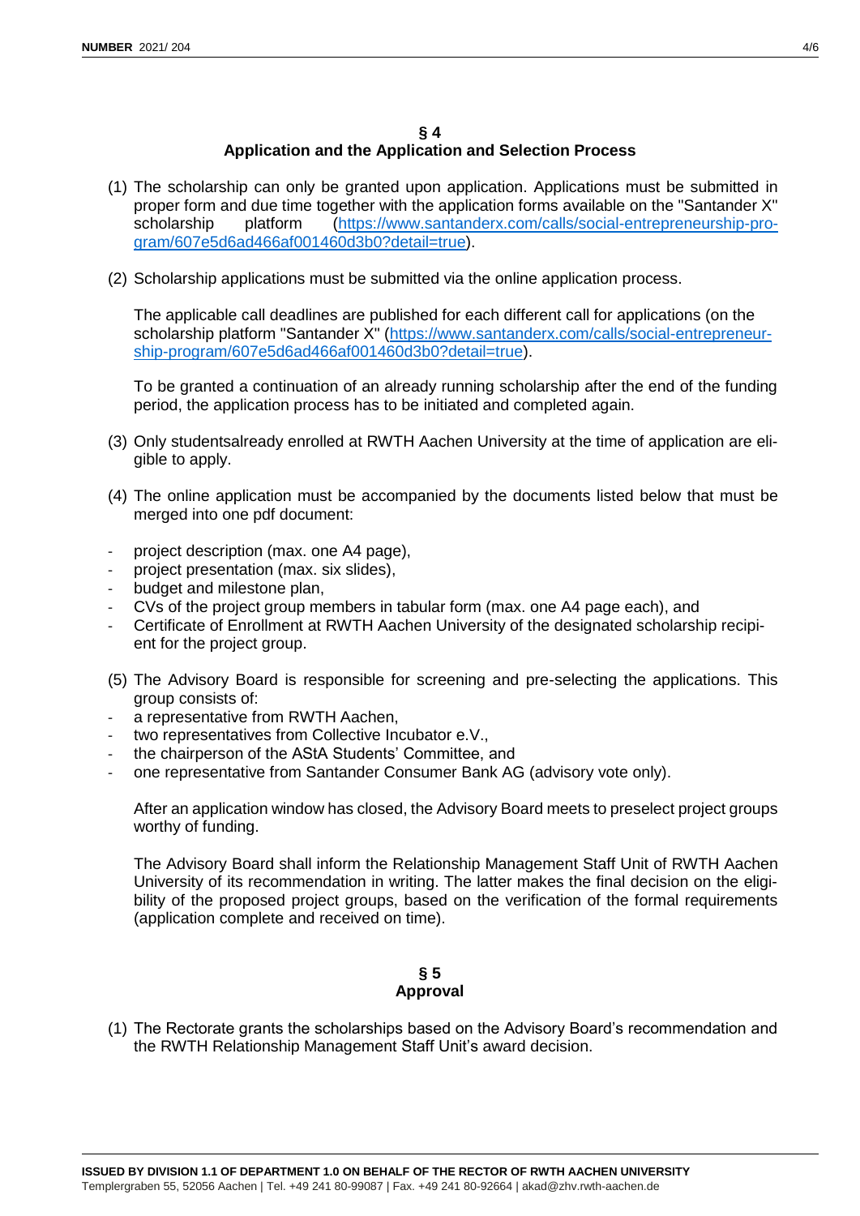## § 4
## Application and the Application and Selection Process

(1) The scholarship can only be granted upon application. Applications must be submitted in proper form and due time together with the application forms available on the "Santander X" scholarship platform (https://www.santanderx.com/calls/social-entrepreneurship-program/607e5d6ad466af001460d3b0?detail=true).

(2) Scholarship applications must be submitted via the online application process.

The applicable call deadlines are published for each different call for applications (on the scholarship platform "Santander X" (https://www.santanderx.com/calls/social-entrepreneurship-program/607e5d6ad466af001460d3b0?detail=true).

To be granted a continuation of an already running scholarship after the end of the funding period, the application process has to be initiated and completed again.

(3) Only studentsalready enrolled at RWTH Aachen University at the time of application are eligible to apply.

(4) The online application must be accompanied by the documents listed below that must be merged into one pdf document:

- project description (max. one A4 page),
- project presentation (max. six slides),
- budget and milestone plan,
- CVs of the project group members in tabular form (max. one A4 page each), and
- Certificate of Enrollment at RWTH Aachen University of the designated scholarship recipient for the project group.

(5) The Advisory Board is responsible for screening and pre-selecting the applications. This group consists of:

- a representative from RWTH Aachen,
- two representatives from Collective Incubator e.V.,
- the chairperson of the AStA Students' Committee, and
- one representative from Santander Consumer Bank AG (advisory vote only).

After an application window has closed, the Advisory Board meets to preselect project groups worthy of funding.

The Advisory Board shall inform the Relationship Management Staff Unit of RWTH Aachen University of its recommendation in writing. The latter makes the final decision on the eligibility of the proposed project groups, based on the verification of the formal requirements (application complete and received on time).

## § 5
## Approval

(1) The Rectorate grants the scholarships based on the Advisory Board's recommendation and the RWTH Relationship Management Staff Unit's award decision.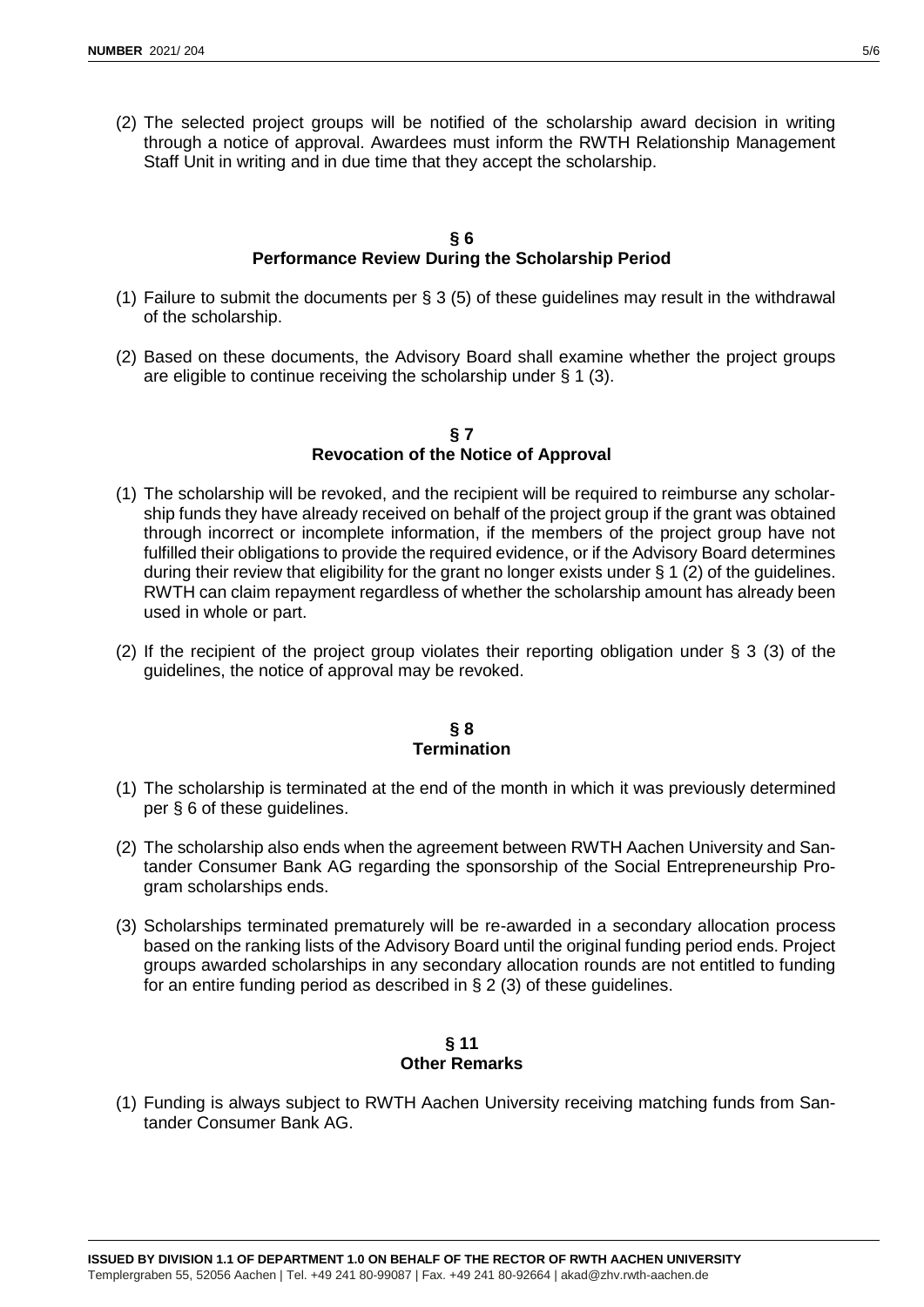(2) The selected project groups will be notified of the scholarship award decision in writing through a notice of approval. Awardees must inform the RWTH Relationship Management Staff Unit in writing and in due time that they accept the scholarship.

## § 6
## Performance Review During the Scholarship Period

(1) Failure to submit the documents per § 3 (5) of these guidelines may result in the withdrawal of the scholarship.

(2) Based on these documents, the Advisory Board shall examine whether the project groups are eligible to continue receiving the scholarship under § 1 (3).

## § 7
## Revocation of the Notice of Approval

(1) The scholarship will be revoked, and the recipient will be required to reimburse any scholarship funds they have already received on behalf of the project group if the grant was obtained through incorrect or incomplete information, if the members of the project group have not fulfilled their obligations to provide the required evidence, or if the Advisory Board determines during their review that eligibility for the grant no longer exists under § 1 (2) of the guidelines. RWTH can claim repayment regardless of whether the scholarship amount has already been used in whole or part.

(2) If the recipient of the project group violates their reporting obligation under § 3 (3) of the guidelines, the notice of approval may be revoked.

## § 8
## Termination

(1) The scholarship is terminated at the end of the month in which it was previously determined per § 6 of these guidelines.

(2) The scholarship also ends when the agreement between RWTH Aachen University and Santander Consumer Bank AG regarding the sponsorship of the Social Entrepreneurship Program scholarships ends.

(3) Scholarships terminated prematurely will be re-awarded in a secondary allocation process based on the ranking lists of the Advisory Board until the original funding period ends. Project groups awarded scholarships in any secondary allocation rounds are not entitled to funding for an entire funding period as described in § 2 (3) of these guidelines.

## § 11
## Other Remarks

(1) Funding is always subject to RWTH Aachen University receiving matching funds from Santander Consumer Bank AG.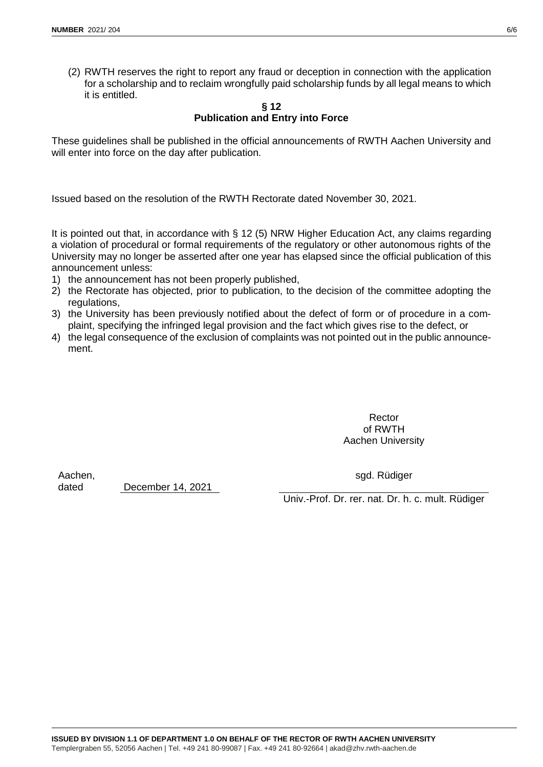(2) RWTH reserves the right to report any fraud or deception in connection with the application for a scholarship and to reclaim wrongfully paid scholarship funds by all legal means to which it is entitled.

## § 12 Publication and Entry into Force

These guidelines shall be published in the official announcements of RWTH Aachen University and will enter into force on the day after publication.

Issued based on the resolution of the RWTH Rectorate dated November 30, 2021.

It is pointed out that, in accordance with § 12 (5) NRW Higher Education Act, any claims regarding a violation of procedural or formal requirements of the regulatory or other autonomous rights of the University may no longer be asserted after one year has elapsed since the official publication of this announcement unless:

1) the announcement has not been properly published,
2) the Rectorate has objected, prior to publication, to the decision of the committee adopting the regulations,
3) the University has been previously notified about the defect of form or of procedure in a complaint, specifying the infringed legal provision and the fact which gives rise to the defect, or
4) the legal consequence of the exclusion of complaints was not pointed out in the public announcement.

Rector
of RWTH
Aachen University

Aachen,
dated December 14, 2021

sgd. Rüdiger

Univ.-Prof. Dr. rer. nat. Dr. h. c. mult. Rüdiger

**ISSUED BY DIVISION 1.1 OF DEPARTMENT 1.0 ON BEHALF OF THE RECTOR OF RWTH AACHEN UNIVERSITY**
Templergraben 55, 52056 Aachen | Tel. +49 241 80-99087 | Fax. +49 241 80-92664 | akad@zhv.rwth-aachen.de